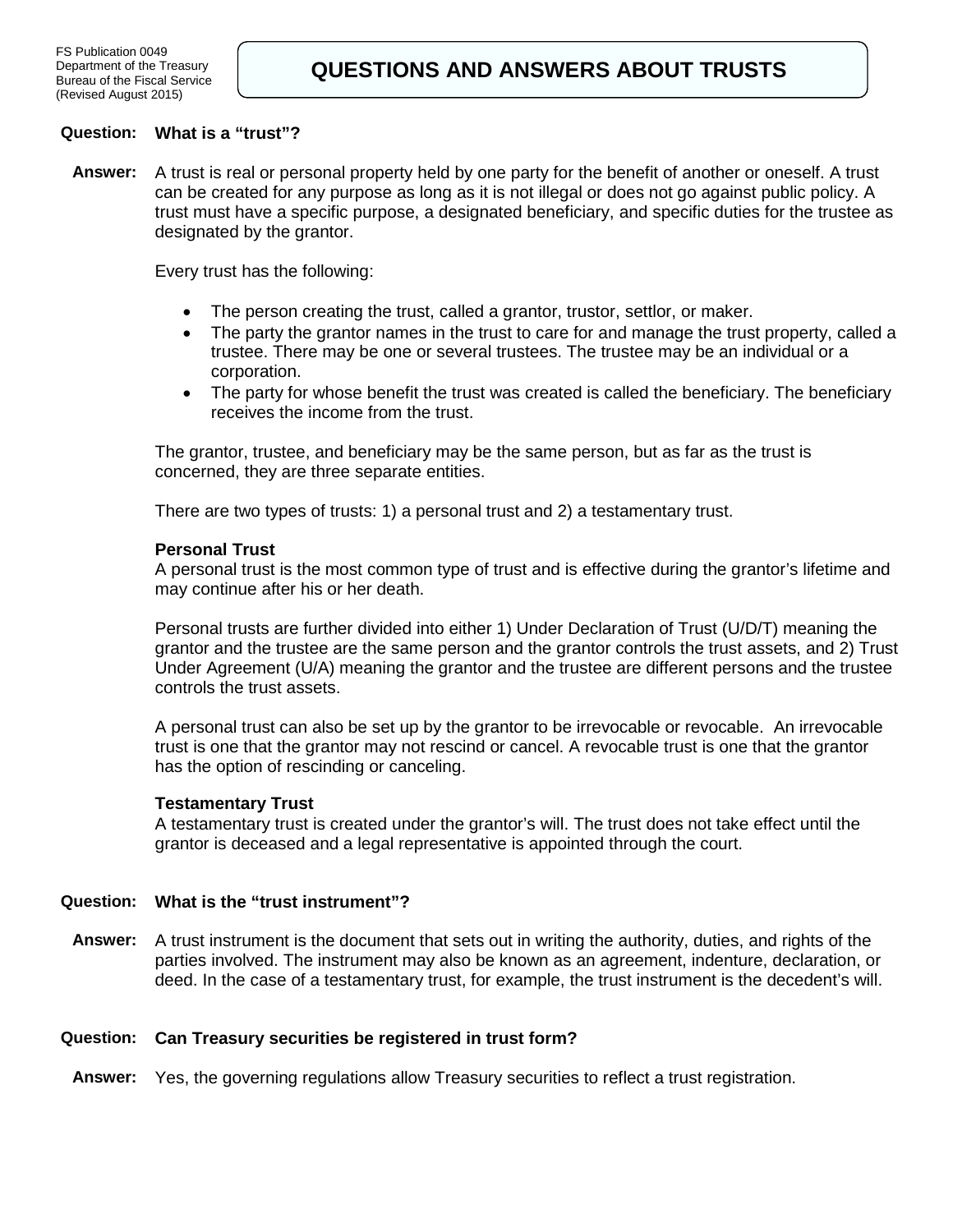FS Publication 0049
Department of the Treasury
Bureau of the Fiscal Service
(Revised August 2015)

# QUESTIONS AND ANSWERS ABOUT TRUSTS

**Question: What is a "trust"?**

**Answer:** A trust is real or personal property held by one party for the benefit of another or oneself. A trust can be created for any purpose as long as it is not illegal or does not go against public policy. A trust must have a specific purpose, a designated beneficiary, and specific duties for the trustee as designated by the grantor.

Every trust has the following:

- The person creating the trust, called a grantor, trustor, settlor, or maker.
- The party the grantor names in the trust to care for and manage the trust property, called a trustee. There may be one or several trustees. The trustee may be an individual or a corporation.
- The party for whose benefit the trust was created is called the beneficiary. The beneficiary receives the income from the trust.

The grantor, trustee, and beneficiary may be the same person, but as far as the trust is concerned, they are three separate entities.

There are two types of trusts: 1) a personal trust and 2) a testamentary trust.

**Personal Trust**
A personal trust is the most common type of trust and is effective during the grantor's lifetime and may continue after his or her death.

Personal trusts are further divided into either 1) Under Declaration of Trust (U/D/T) meaning the grantor and the trustee are the same person and the grantor controls the trust assets, and 2) Trust Under Agreement (U/A) meaning the grantor and the trustee are different persons and the trustee controls the trust assets.

A personal trust can also be set up by the grantor to be irrevocable or revocable. An irrevocable trust is one that the grantor may not rescind or cancel. A revocable trust is one that the grantor has the option of rescinding or canceling.

**Testamentary Trust**
A testamentary trust is created under the grantor's will. The trust does not take effect until the grantor is deceased and a legal representative is appointed through the court.

**Question: What is the "trust instrument"?**

**Answer:** A trust instrument is the document that sets out in writing the authority, duties, and rights of the parties involved. The instrument may also be known as an agreement, indenture, declaration, or deed. In the case of a testamentary trust, for example, the trust instrument is the decedent's will.

**Question: Can Treasury securities be registered in trust form?**

**Answer:** Yes, the governing regulations allow Treasury securities to reflect a trust registration.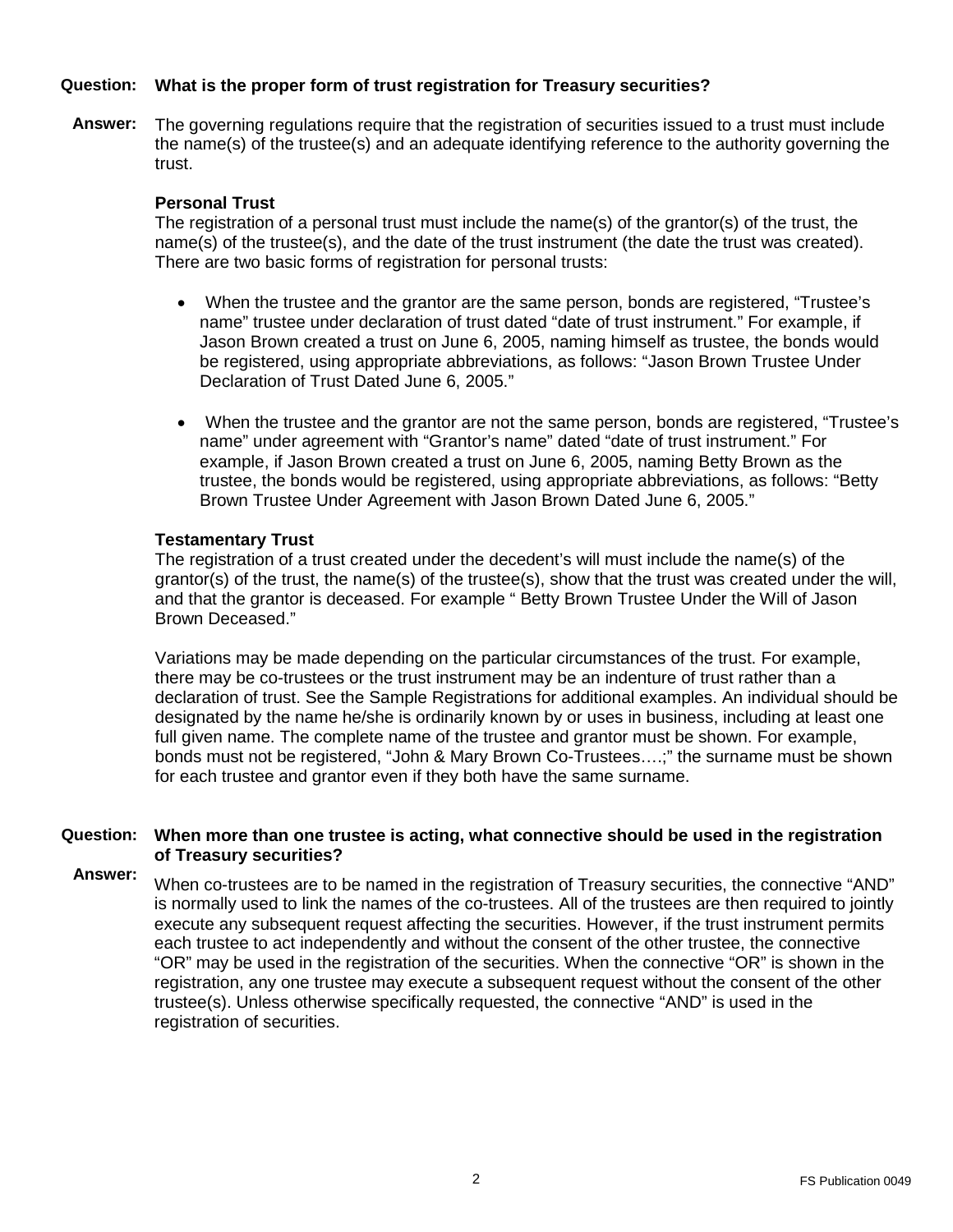**Question: What is the proper form of trust registration for Treasury securities?**

**Answer:** The governing regulations require that the registration of securities issued to a trust must include the name(s) of the trustee(s) and an adequate identifying reference to the authority governing the trust.

**Personal Trust**

The registration of a personal trust must include the name(s) of the grantor(s) of the trust, the name(s) of the trustee(s), and the date of the trust instrument (the date the trust was created). There are two basic forms of registration for personal trusts:

- When the trustee and the grantor are the same person, bonds are registered, "Trustee's name" trustee under declaration of trust dated "date of trust instrument." For example, if Jason Brown created a trust on June 6, 2005, naming himself as trustee, the bonds would be registered, using appropriate abbreviations, as follows: "Jason Brown Trustee Under Declaration of Trust Dated June 6, 2005."

- When the trustee and the grantor are not the same person, bonds are registered, "Trustee's name" under agreement with "Grantor's name" dated "date of trust instrument." For example, if Jason Brown created a trust on June 6, 2005, naming Betty Brown as the trustee, the bonds would be registered, using appropriate abbreviations, as follows: "Betty Brown Trustee Under Agreement with Jason Brown Dated June 6, 2005."

**Testamentary Trust**

The registration of a trust created under the decedent's will must include the name(s) of the grantor(s) of the trust, the name(s) of the trustee(s), show that the trust was created under the will, and that the grantor is deceased. For example " Betty Brown Trustee Under the Will of Jason Brown Deceased."

Variations may be made depending on the particular circumstances of the trust. For example, there may be co-trustees or the trust instrument may be an indenture of trust rather than a declaration of trust. See the Sample Registrations for additional examples. An individual should be designated by the name he/she is ordinarily known by or uses in business, including at least one full given name. The complete name of the trustee and grantor must be shown. For example, bonds must not be registered, "John & Mary Brown Co-Trustees….;" the surname must be shown for each trustee and grantor even if they both have the same surname.

**Question: When more than one trustee is acting, what connective should be used in the registration of Treasury securities?**

**Answer:** When co-trustees are to be named in the registration of Treasury securities, the connective "AND" is normally used to link the names of the co-trustees. All of the trustees are then required to jointly execute any subsequent request affecting the securities. However, if the trust instrument permits each trustee to act independently and without the consent of the other trustee, the connective "OR" may be used in the registration of the securities. When the connective "OR" is shown in the registration, any one trustee may execute a subsequent request without the consent of the other trustee(s). Unless otherwise specifically requested, the connective "AND" is used in the registration of securities.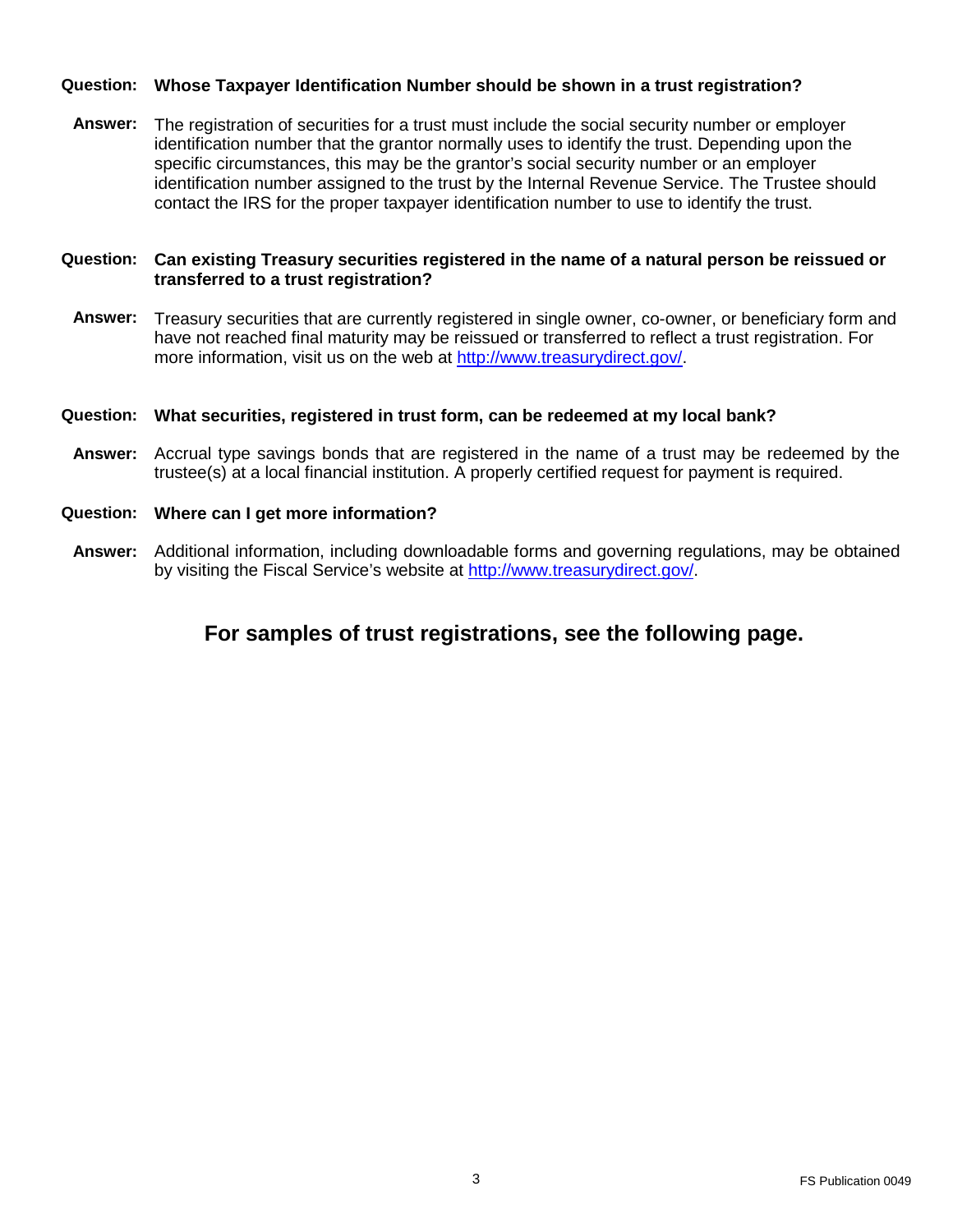**Question: Whose Taxpayer Identification Number should be shown in a trust registration?**

**Answer:** The registration of securities for a trust must include the social security number or employer identification number that the grantor normally uses to identify the trust. Depending upon the specific circumstances, this may be the grantor's social security number or an employer identification number assigned to the trust by the Internal Revenue Service. The Trustee should contact the IRS for the proper taxpayer identification number to use to identify the trust.

**Question: Can existing Treasury securities registered in the name of a natural person be reissued or transferred to a trust registration?**

**Answer:** Treasury securities that are currently registered in single owner, co-owner, or beneficiary form and have not reached final maturity may be reissued or transferred to reflect a trust registration. For more information, visit us on the web at [http://www.treasurydirect.gov/](http://www.treasurydirect.gov/).

**Question: What securities, registered in trust form, can be redeemed at my local bank?**

**Answer:** Accrual type savings bonds that are registered in the name of a trust may be redeemed by the trustee(s) at a local financial institution. A properly certified request for payment is required.

**Question: Where can I get more information?**

**Answer:** Additional information, including downloadable forms and governing regulations, may be obtained by visiting the Fiscal Service's website at [http://www.treasurydirect.gov/](http://www.treasurydirect.gov/).

## For samples of trust registrations, see the following page.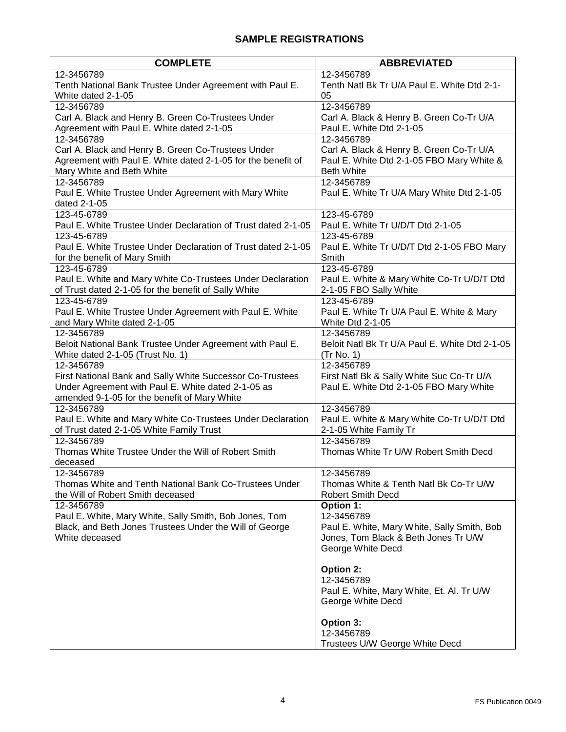## SAMPLE REGISTRATIONS

| COMPLETE | ABBREVIATED |
|---|---|
| 12-3456789<br>Tenth National Bank Trustee Under Agreement with Paul E. White dated 2-1-05 | 12-3456789<br>Tenth Natl Bk Tr U/A Paul E. White Dtd 2-1-05 |
| 12-3456789<br>Carl A. Black and Henry B. Green Co-Trustees Under Agreement with Paul E. White dated 2-1-05 | 12-3456789<br>Carl A. Black & Henry B. Green Co-Tr U/A Paul E. White Dtd 2-1-05 |
| 12-3456789<br>Carl A. Black and Henry B. Green Co-Trustees Under Agreement with Paul E. White dated 2-1-05 for the benefit of Mary White and Beth White | 12-3456789<br>Carl A. Black & Henry B. Green Co-Tr U/A Paul E. White Dtd 2-1-05 FBO Mary White & Beth White |
| 12-3456789<br>Paul E. White Trustee Under Agreement with Mary White dated 2-1-05 | 12-3456789<br>Paul E. White Tr U/A Mary White Dtd 2-1-05 |
| 123-45-6789<br>Paul E. White Trustee Under Declaration of Trust dated 2-1-05 | 123-45-6789<br>Paul E. White Tr U/D/T Dtd 2-1-05 |
| 123-45-6789<br>Paul E. White Trustee Under Declaration of Trust dated 2-1-05 for the benefit of Mary Smith | 123-45-6789<br>Paul E. White Tr U/D/T Dtd 2-1-05 FBO Mary Smith |
| 123-45-6789<br>Paul E. White and Mary White Co-Trustees Under Declaration of Trust dated 2-1-05 for the benefit of Sally White | 123-45-6789<br>Paul E. White & Mary White Co-Tr U/D/T Dtd 2-1-05 FBO Sally White |
| 123-45-6789<br>Paul E. White Trustee Under Agreement with Paul E. White and Mary White dated 2-1-05 | 123-45-6789<br>Paul E. White Tr U/A Paul E. White & Mary White Dtd 2-1-05 |
| 12-3456789<br>Beloit National Bank Trustee Under Agreement with Paul E. White dated 2-1-05 (Trust No. 1) | 12-3456789<br>Beloit Natl Bk Tr U/A Paul E. White Dtd 2-1-05 (Tr No. 1) |
| 12-3456789<br>First National Bank and Sally White Successor Co-Trustees Under Agreement with Paul E. White dated 2-1-05 as amended 9-1-05 for the benefit of Mary White | 12-3456789<br>First Natl Bk & Sally White Suc Co-Tr U/A Paul E. White Dtd 2-1-05 FBO Mary White |
| 12-3456789<br>Paul E. White and Mary White Co-Trustees Under Declaration of Trust dated 2-1-05 White Family Trust | 12-3456789<br>Paul E. White & Mary White Co-Tr U/D/T Dtd 2-1-05 White Family Tr |
| 12-3456789<br>Thomas White Trustee Under the Will of Robert Smith deceased | 12-3456789<br>Thomas White Tr U/W Robert Smith Decd |
| 12-3456789<br>Thomas White and Tenth National Bank Co-Trustees Under the Will of Robert Smith deceased | 12-3456789<br>Thomas White & Tenth Natl Bk Co-Tr U/W Robert Smith Decd |
| 12-3456789<br>Paul E. White, Mary White, Sally Smith, Bob Jones, Tom Black, and Beth Jones Trustees Under the Will of George White deceased | **Option 1:**<br>12-3456789<br>Paul E. White, Mary White, Sally Smith, Bob Jones, Tom Black & Beth Jones Tr U/W George White Decd<br><br>**Option 2:**<br>12-3456789<br>Paul E. White, Mary White, Et. Al. Tr U/W George White Decd<br><br>**Option 3:**<br>12-3456789<br>Trustees U/W George White Decd |

FS Publication 0049